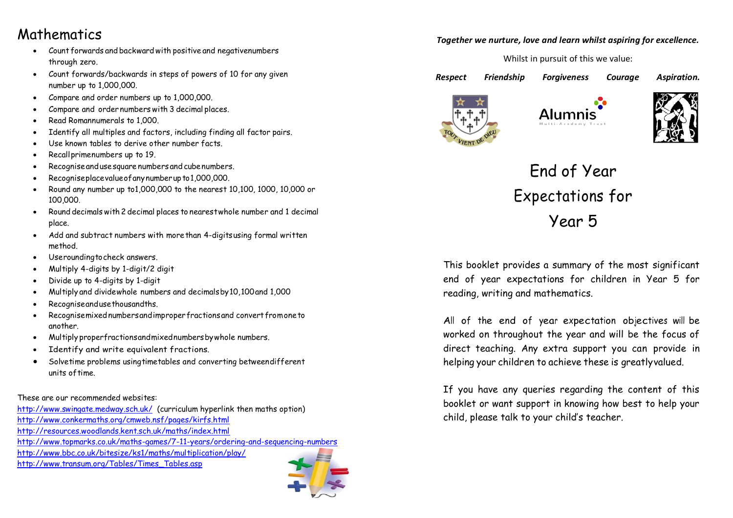# Mathematics

- Count forwards and backward with positive and negative numbers through zero.
- Count forwards/backwards in steps of powers of 10 for any given number up to 1,000,000.
- Compare and order numbers up to 1,000,000.
- Compare and order numbers with 3 decimal places.
- Read Roman numerals to 1,000.
- Identify all multiples and factors, including finding all factor pairs.
- Use known tables to derive other number facts.
- Recall prime numbers up to 19.
- Recognise and use square numbers and cube numbers.
- Recognise place value of any number up to 1,000,000.
- Round any number up to 1,000,000 to the nearest 10,100, 1000, 10,000 or 100,000.
- Round decimals with 2 decimal places to nearest whole number and 1 decimal place.
- Add and subtract numbers with more than 4-digits using formal written method.
- Use rounding to check answers.
- Multiply 4-digits by 1-digit/2 digit
- Divide up to 4-digits by 1-digit
- Multiply and divide whole numbers and decimals by 10,100 and 1,000
- Recognise and use thousandths.
- Recognise mixed numbers and improper fractions and convert from one to another.
- Multiply proper fractions and mixed numbers by whole numbers.
- Identify and write equivalent fractions.
- Solve time problems using timetables and converting between different units of time.

These are our recommended websites:

http://www.swingate.medway.sch.uk/ (curriculum hyperlink then maths option)
http://www.conkermaths.org/cmweb.nsf/pages/kirfs.html
http://resources.woodlands.kent.sch.uk/maths/index.html
http://www.topmarks.co.uk/maths-games/7-11-years/ordering-and-sequencing-numbers
http://www.bbc.co.uk/bitesize/ks1/maths/multiplication/play/
http://www.transum.org/Tables/Times_Tables.asp

***Together we nurture, love and learn whilst aspiring for excellence.***

Whilst in pursuit of this we value:

***Respect*** ***Friendship*** ***Forgiveness*** ***Courage*** ***Aspiration.***

TOUT VIENT DE DIEU

Alumnis
Multi-Academy Trust

# End of Year Expectations for Year 5

This booklet provides a summary of the most significant end of year expectations for children in Year 5 for reading, writing and mathematics.

All of the end of year expectation objectives will be worked on throughout the year and will be the focus of direct teaching. Any extra support you can provide in helping your children to achieve these is greatly valued.

If you have any queries regarding the content of this booklet or want support in knowing how best to help your child, please talk to your child's teacher.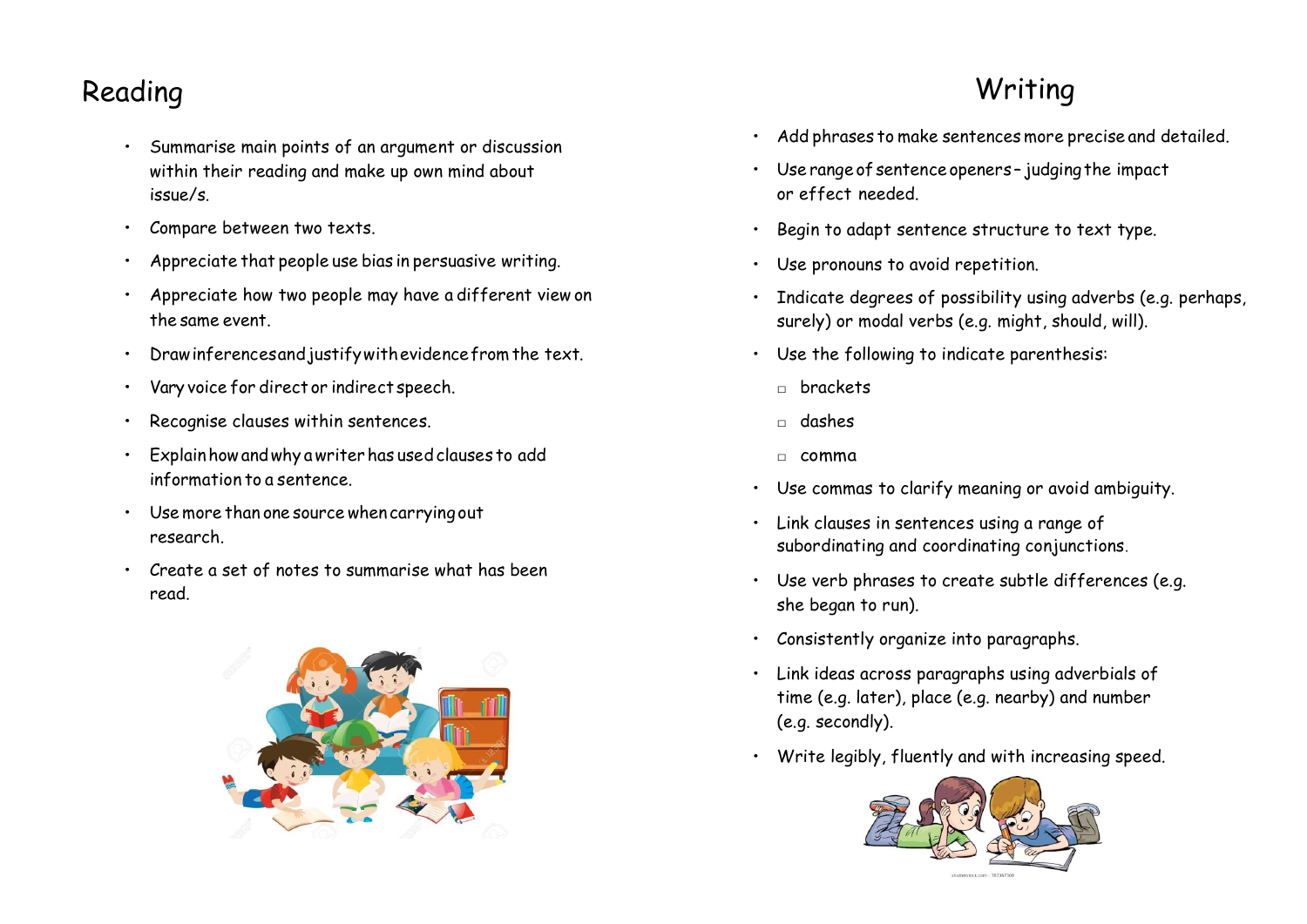# Reading

- Summarise main points of an argument or discussion within their reading and make up own mind about issue/s.
- Compare between two texts.
- Appreciate that people use bias in persuasive writing.
- Appreciate how two people may have a different view on the same event.
- Draw inferences and justify with evidence from the text.
- Vary voice for direct or indirect speech.
- Recognise clauses within sentences.
- Explain how and why a writer has used clauses to add information to a sentence.
- Use more than one source when carrying out research.
- Create a set of notes to summarise what has been read.

# Writing

- Add phrases to make sentences more precise and detailed.
- Use range of sentence openers – judging the impact or effect needed.
- Begin to adapt sentence structure to text type.
- Use pronouns to avoid repetition.
- Indicate degrees of possibility using adverbs (e.g. perhaps, surely) or modal verbs (e.g. might, should, will).
- Use the following to indicate parenthesis:
  - brackets
  - dashes
  - comma
- Use commas to clarify meaning or avoid ambiguity.
- Link clauses in sentences using a range of subordinating and coordinating conjunctions.
- Use verb phrases to create subtle differences (e.g. she began to run).
- Consistently organize into paragraphs.
- Link ideas across paragraphs using adverbials of time (e.g. later), place (e.g. nearby) and number (e.g. secondly).
- Write legibly, fluently and with increasing speed.